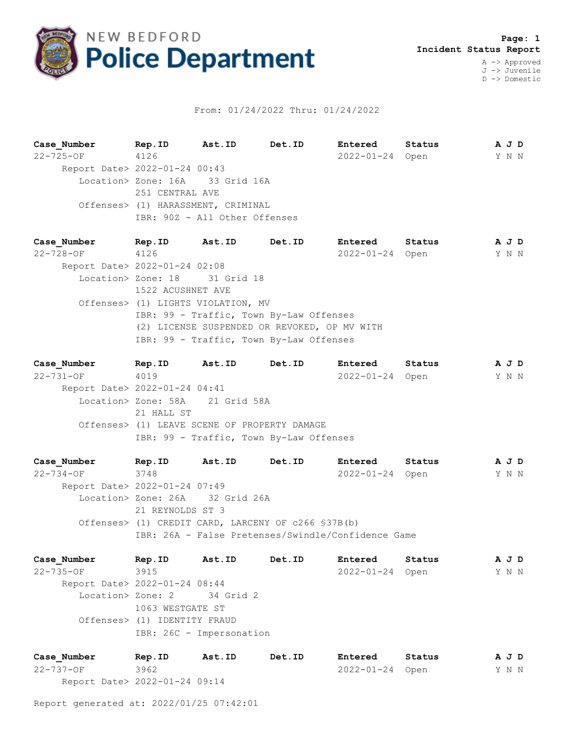# NEW BEDFORD Police Department

**Page: 1**
**Incident Status Report**

A -> Approved
J -> Juvenile
D -> Domestic

From: 01/24/2022 Thru: 01/24/2022

| **Case_Number** | **Rep.ID** | **Ast.ID** | **Det.ID** | **Entered** | **Status** | **A J D** |
|---|---|---|---|---|---|---|
| 22-725-OF | 4126 | | | 2022-01-24 | Open | Y N N |

Report Date> 2022-01-24 00:43
Location> Zone: 16A 33 Grid 16A
251 CENTRAL AVE
Offenses> (1) HARASSMENT, CRIMINAL
IBR: 90Z - All Other Offenses

| **Case_Number** | **Rep.ID** | **Ast.ID** | **Det.ID** | **Entered** | **Status** | **A J D** |
|---|---|---|---|---|---|---|
| 22-728-OF | 4126 | | | 2022-01-24 | Open | Y N N |

Report Date> 2022-01-24 02:08
Location> Zone: 18 31 Grid 18
1522 ACUSHNET AVE
Offenses> (1) LIGHTS VIOLATION, MV
IBR: 99 - Traffic, Town By-Law Offenses
(2) LICENSE SUSPENDED OR REVOKED, OP MV WITH
IBR: 99 - Traffic, Town By-Law Offenses

| **Case_Number** | **Rep.ID** | **Ast.ID** | **Det.ID** | **Entered** | **Status** | **A J D** |
|---|---|---|---|---|---|---|
| 22-731-OF | 4019 | | | 2022-01-24 | Open | Y N N |

Report Date> 2022-01-24 04:41
Location> Zone: 58A 21 Grid 58A
21 HALL ST
Offenses> (1) LEAVE SCENE OF PROPERTY DAMAGE
IBR: 99 - Traffic, Town By-Law Offenses

| **Case_Number** | **Rep.ID** | **Ast.ID** | **Det.ID** | **Entered** | **Status** | **A J D** |
|---|---|---|---|---|---|---|
| 22-734-OF | 3748 | | | 2022-01-24 | Open | Y N N |

Report Date> 2022-01-24 07:49
Location> Zone: 26A 32 Grid 26A
21 REYNOLDS ST 3
Offenses> (1) CREDIT CARD, LARCENY OF c266 §37B(b)
IBR: 26A - False Pretenses/Swindle/Confidence Game

| **Case_Number** | **Rep.ID** | **Ast.ID** | **Det.ID** | **Entered** | **Status** | **A J D** |
|---|---|---|---|---|---|---|
| 22-735-OF | 3915 | | | 2022-01-24 | Open | Y N N |

Report Date> 2022-01-24 08:44
Location> Zone: 2 34 Grid 2
1063 WESTGATE ST
Offenses> (1) IDENTITY FRAUD
IBR: 26C - Impersonation

| **Case_Number** | **Rep.ID** | **Ast.ID** | **Det.ID** | **Entered** | **Status** | **A J D** |
|---|---|---|---|---|---|---|
| 22-737-OF | 3962 | | | 2022-01-24 | Open | Y N N |

Report Date> 2022-01-24 09:14

Report generated at: 2022/01/25 07:42:01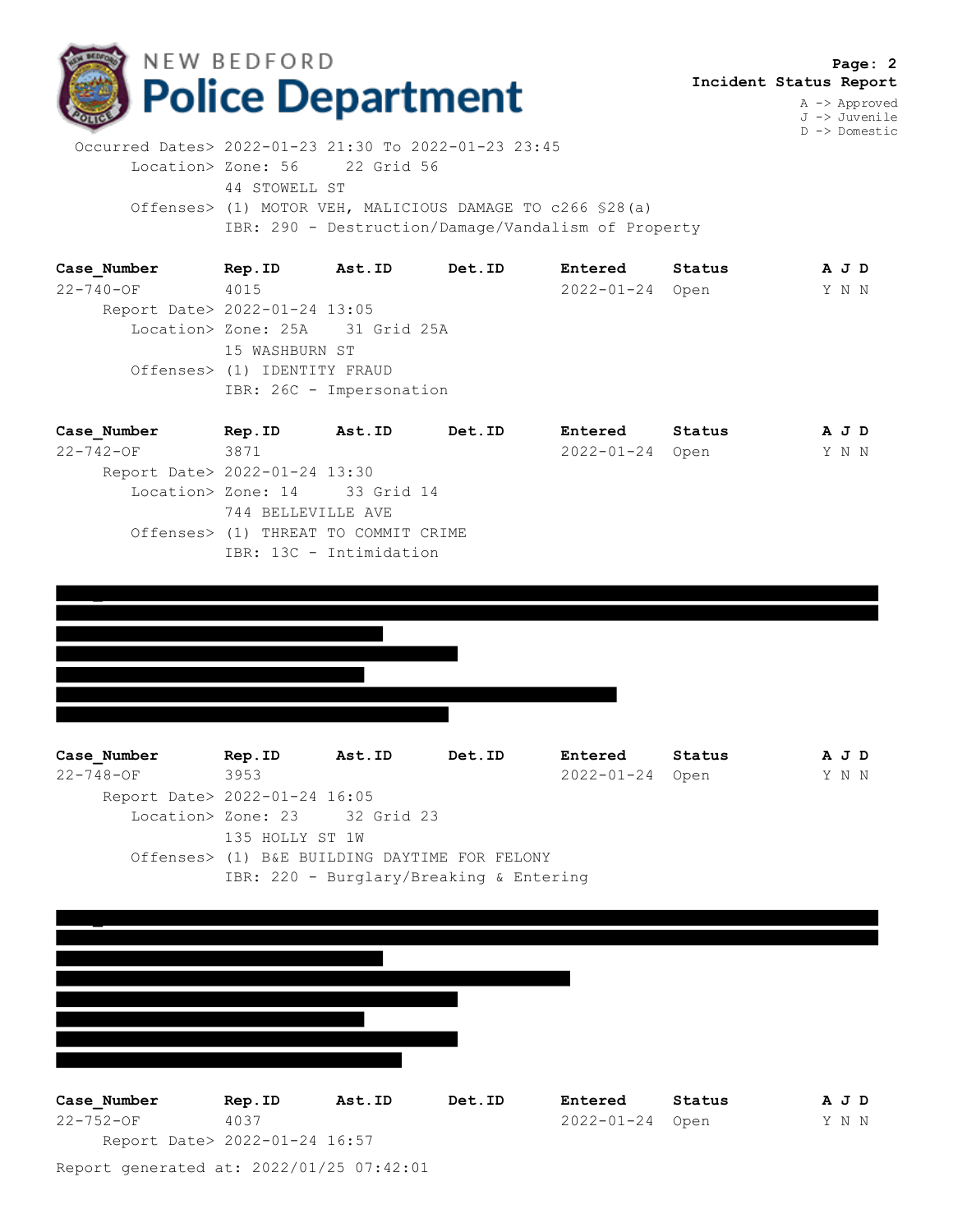**Page: 2**
**Incident Status Report**

A -> Approved
J -> Juvenile
D -> Domestic

```
     Occurred Dates> 2022-01-23 21:30 To 2022-01-23 23:45
           Location> Zone: 56     22 Grid 56
                     44 STOWELL ST
           Offenses> (1) MOTOR VEH, MALICIOUS DAMAGE TO c266 §28(a)
                     IBR: 290 - Destruction/Damage/Vandalism of Property
```

| Case_Number | Rep.ID | Ast.ID | Det.ID | Entered | Status | A J D |
|---|---|---|---|---|---|---|
| 22-740-OF | 4015 | | | 2022-01-24 | Open | Y N N |

```
        Report Date> 2022-01-24 13:05
           Location> Zone: 25A    31 Grid 25A
                     15 WASHBURN ST
           Offenses> (1) IDENTITY FRAUD
                     IBR: 26C - Impersonation
```

| Case_Number | Rep.ID | Ast.ID | Det.ID | Entered | Status | A J D |
|---|---|---|---|---|---|---|
| 22-742-OF | 3871 | | | 2022-01-24 | Open | Y N N |

```
        Report Date> 2022-01-24 13:30
           Location> Zone: 14     33 Grid 14
                     744 BELLEVILLE AVE
           Offenses> (1) THREAT TO COMMIT CRIME
                     IBR: 13C - Intimidation
```

| Case_Number | Rep.ID | Ast.ID | Det.ID | Entered | Status | A J D |
|---|---|---|---|---|---|---|
| 22-748-OF | 3953 | | | 2022-01-24 | Open | Y N N |

```
        Report Date> 2022-01-24 16:05
           Location> Zone: 23     32 Grid 23
                     135 HOLLY ST 1W
           Offenses> (1) B&E BUILDING DAYTIME FOR FELONY
                     IBR: 220 - Burglary/Breaking & Entering
```

| Case_Number | Rep.ID | Ast.ID | Det.ID | Entered | Status | A J D |
|---|---|---|---|---|---|---|
| 22-752-OF | 4037 | | | 2022-01-24 | Open | Y N N |

```
        Report Date> 2022-01-24 16:57
```

Report generated at: 2022/01/25 07:42:01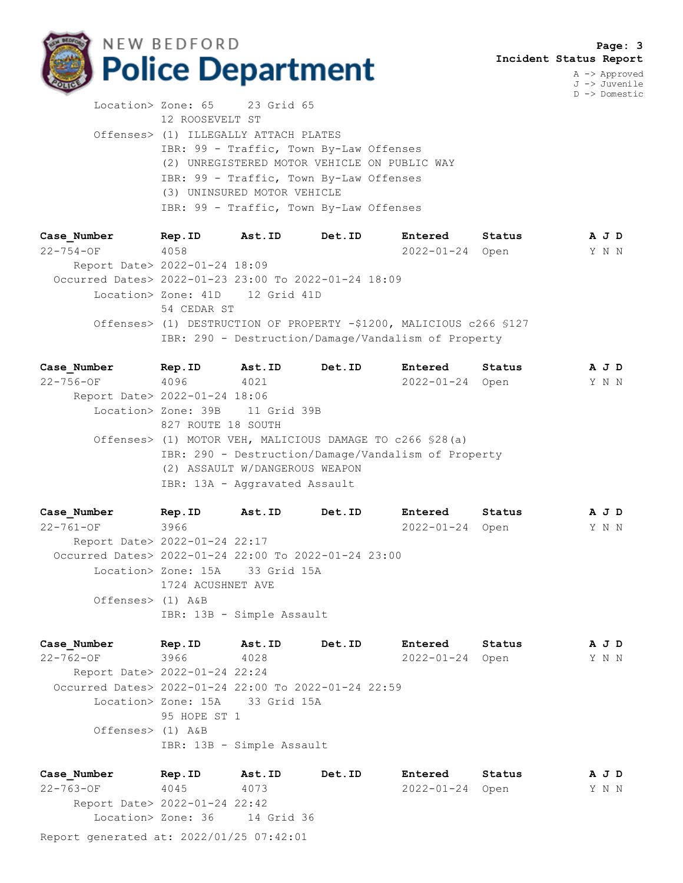Location> Zone: 65 23 Grid 65
12 ROOSEVELT ST
Offenses> (1) ILLEGALLY ATTACH PLATES
IBR: 99 - Traffic, Town By-Law Offenses
(2) UNREGISTERED MOTOR VEHICLE ON PUBLIC WAY
IBR: 99 - Traffic, Town By-Law Offenses
(3) UNINSURED MOTOR VEHICLE
IBR: 99 - Traffic, Town By-Law Offenses

| Case_Number | Rep.ID | Ast.ID | Det.ID | Entered | Status | A J D |
|---|---|---|---|---|---|---|
| 22-754-OF | 4058 | | | 2022-01-24 | Open | Y N N |

Report Date> 2022-01-24 18:09
Occurred Dates> 2022-01-23 23:00 To 2022-01-24 18:09
Location> Zone: 41D 12 Grid 41D
54 CEDAR ST
Offenses> (1) DESTRUCTION OF PROPERTY -$1200, MALICIOUS c266 §127
IBR: 290 - Destruction/Damage/Vandalism of Property

| Case_Number | Rep.ID | Ast.ID | Det.ID | Entered | Status | A J D |
|---|---|---|---|---|---|---|
| 22-756-OF | 4096 | 4021 | | 2022-01-24 | Open | Y N N |

Report Date> 2022-01-24 18:06
Location> Zone: 39B 11 Grid 39B
827 ROUTE 18 SOUTH
Offenses> (1) MOTOR VEH, MALICIOUS DAMAGE TO c266 §28(a)
IBR: 290 - Destruction/Damage/Vandalism of Property
(2) ASSAULT W/DANGEROUS WEAPON
IBR: 13A - Aggravated Assault

| Case_Number | Rep.ID | Ast.ID | Det.ID | Entered | Status | A J D |
|---|---|---|---|---|---|---|
| 22-761-OF | 3966 | | | 2022-01-24 | Open | Y N N |

Report Date> 2022-01-24 22:17
Occurred Dates> 2022-01-24 22:00 To 2022-01-24 23:00
Location> Zone: 15A 33 Grid 15A
1724 ACUSHNET AVE
Offenses> (1) A&B
IBR: 13B - Simple Assault

| Case_Number | Rep.ID | Ast.ID | Det.ID | Entered | Status | A J D |
|---|---|---|---|---|---|---|
| 22-762-OF | 3966 | 4028 | | 2022-01-24 | Open | Y N N |

Report Date> 2022-01-24 22:24
Occurred Dates> 2022-01-24 22:00 To 2022-01-24 22:59
Location> Zone: 15A 33 Grid 15A
95 HOPE ST 1
Offenses> (1) A&B
IBR: 13B - Simple Assault

| Case_Number | Rep.ID | Ast.ID | Det.ID | Entered | Status | A J D |
|---|---|---|---|---|---|---|
| 22-763-OF | 4045 | 4073 | | 2022-01-24 | Open | Y N N |

Report Date> 2022-01-24 22:42
Location> Zone: 36 14 Grid 36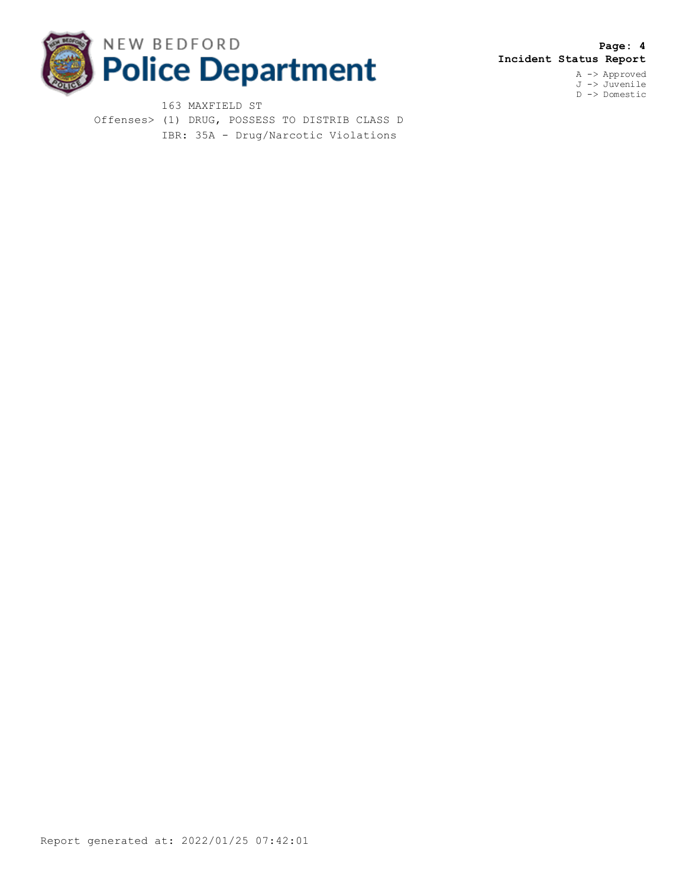163 MAXFIELD ST

Offenses> (1) DRUG, POSSESS TO DISTRIB CLASS D

IBR: 35A - Drug/Narcotic Violations